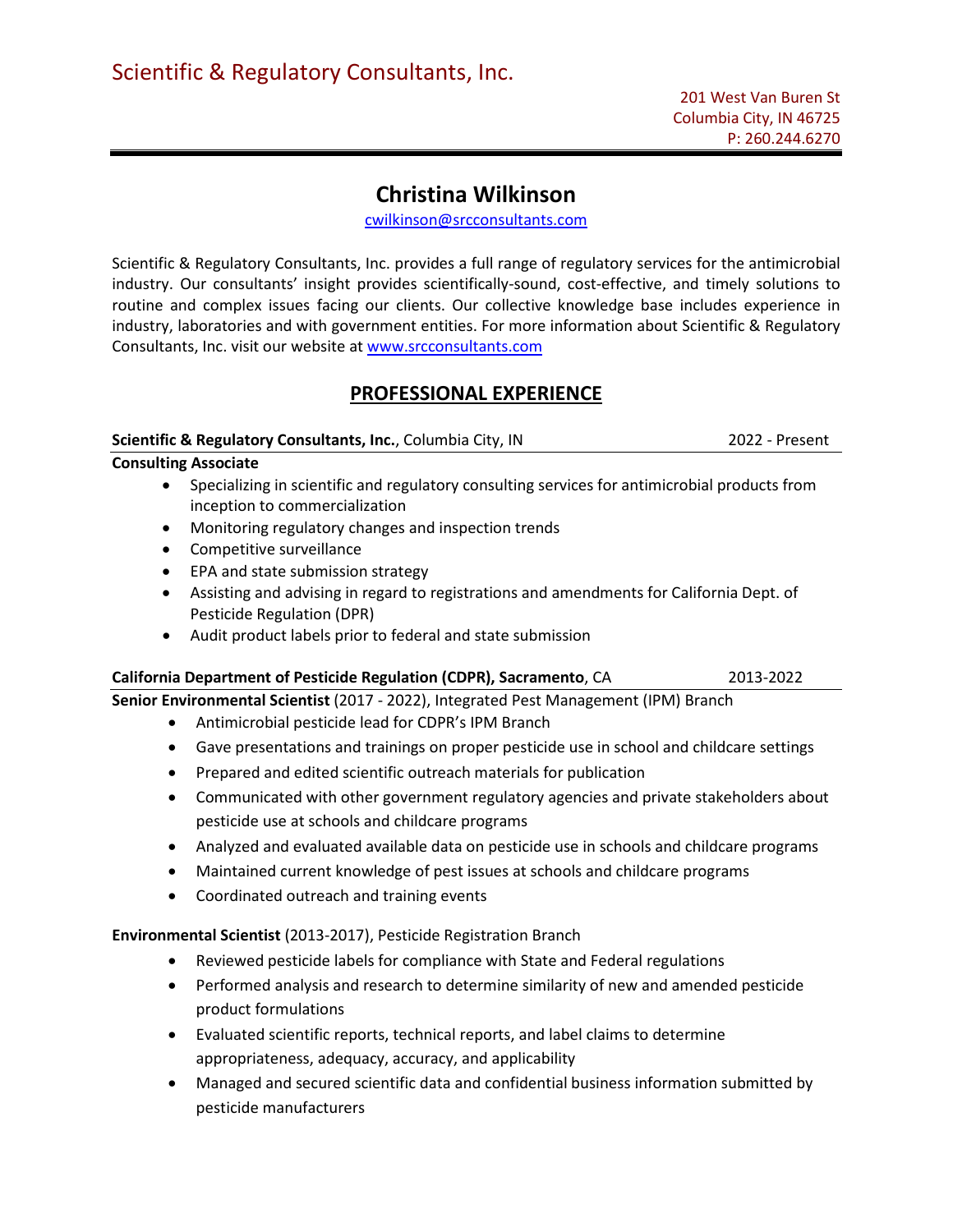# Scientific & Regulatory Consultants, Inc.

201 West Van Buren St
Columbia City, IN 46725
P: 260.244.6270

## Christina Wilkinson

cwilkinson@srcconsultants.com

Scientific & Regulatory Consultants, Inc. provides a full range of regulatory services for the antimicrobial industry. Our consultants' insight provides scientifically-sound, cost-effective, and timely solutions to routine and complex issues facing our clients. Our collective knowledge base includes experience in industry, laboratories and with government entities. For more information about Scientific & Regulatory Consultants, Inc. visit our website at www.srcconsultants.com

## PROFESSIONAL EXPERIENCE

**Scientific & Regulatory Consultants, Inc.**, Columbia City, IN — 2022 - Present

**Consulting Associate**

- Specializing in scientific and regulatory consulting services for antimicrobial products from inception to commercialization
- Monitoring regulatory changes and inspection trends
- Competitive surveillance
- EPA and state submission strategy
- Assisting and advising in regard to registrations and amendments for California Dept. of Pesticide Regulation (DPR)
- Audit product labels prior to federal and state submission

**California Department of Pesticide Regulation (CDPR), Sacramento**, CA — 2013-2022

**Senior Environmental Scientist** (2017 - 2022), Integrated Pest Management (IPM) Branch

- Antimicrobial pesticide lead for CDPR's IPM Branch
- Gave presentations and trainings on proper pesticide use in school and childcare settings
- Prepared and edited scientific outreach materials for publication
- Communicated with other government regulatory agencies and private stakeholders about pesticide use at schools and childcare programs
- Analyzed and evaluated available data on pesticide use in schools and childcare programs
- Maintained current knowledge of pest issues at schools and childcare programs
- Coordinated outreach and training events

**Environmental Scientist** (2013-2017), Pesticide Registration Branch

- Reviewed pesticide labels for compliance with State and Federal regulations
- Performed analysis and research to determine similarity of new and amended pesticide product formulations
- Evaluated scientific reports, technical reports, and label claims to determine appropriateness, adequacy, accuracy, and applicability
- Managed and secured scientific data and confidential business information submitted by pesticide manufacturers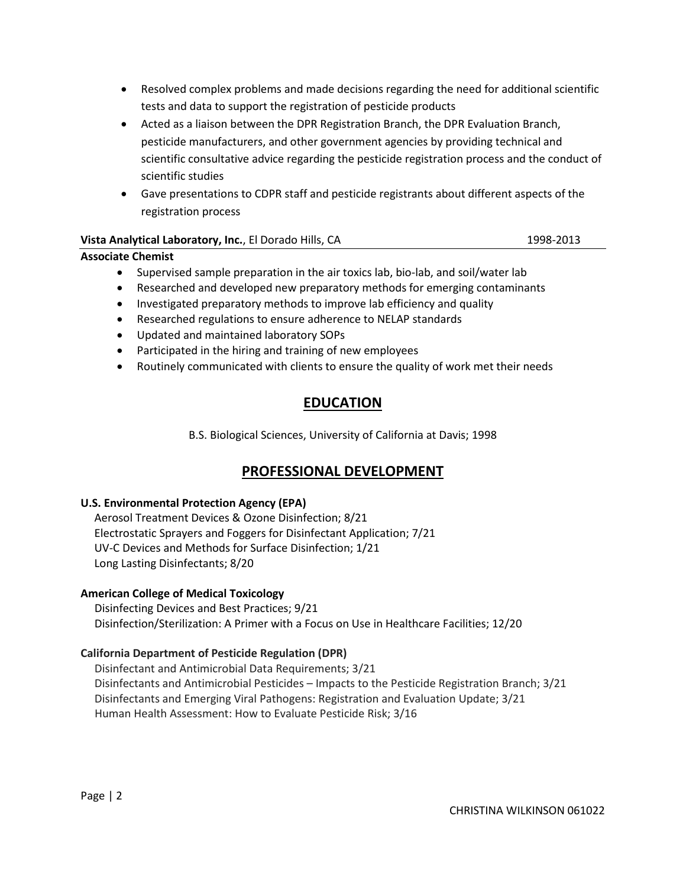- Resolved complex problems and made decisions regarding the need for additional scientific tests and data to support the registration of pesticide products
- Acted as a liaison between the DPR Registration Branch, the DPR Evaluation Branch, pesticide manufacturers, and other government agencies by providing technical and scientific consultative advice regarding the pesticide registration process and the conduct of scientific studies
- Gave presentations to CDPR staff and pesticide registrants about different aspects of the registration process

**Vista Analytical Laboratory, Inc.**, El Dorado Hills, CA 1998-2013

**Associate Chemist**

- Supervised sample preparation in the air toxics lab, bio-lab, and soil/water lab
- Researched and developed new preparatory methods for emerging contaminants
- Investigated preparatory methods to improve lab efficiency and quality
- Researched regulations to ensure adherence to NELAP standards
- Updated and maintained laboratory SOPs
- Participated in the hiring and training of new employees
- Routinely communicated with clients to ensure the quality of work met their needs

## EDUCATION

B.S. Biological Sciences, University of California at Davis; 1998

## PROFESSIONAL DEVELOPMENT

**U.S. Environmental Protection Agency (EPA)**

Aerosol Treatment Devices & Ozone Disinfection; 8/21
Electrostatic Sprayers and Foggers for Disinfectant Application; 7/21
UV-C Devices and Methods for Surface Disinfection; 1/21
Long Lasting Disinfectants; 8/20

**American College of Medical Toxicology**

Disinfecting Devices and Best Practices; 9/21
Disinfection/Sterilization: A Primer with a Focus on Use in Healthcare Facilities; 12/20

**California Department of Pesticide Regulation (DPR)**

Disinfectant and Antimicrobial Data Requirements; 3/21
Disinfectants and Antimicrobial Pesticides – Impacts to the Pesticide Registration Branch; 3/21
Disinfectants and Emerging Viral Pathogens: Registration and Evaluation Update; 3/21
Human Health Assessment: How to Evaluate Pesticide Risk; 3/16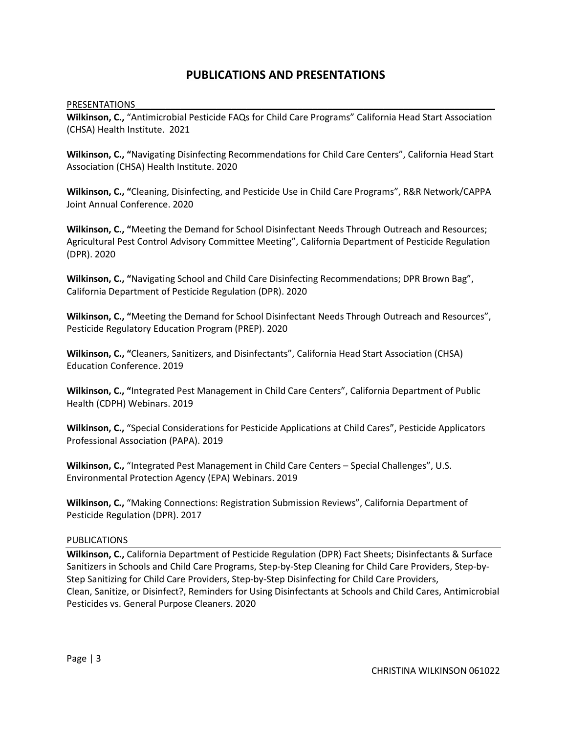# PUBLICATIONS AND PRESENTATIONS

## PRESENTATIONS

**Wilkinson, C.,** "Antimicrobial Pesticide FAQs for Child Care Programs" California Head Start Association (CHSA) Health Institute. 2021

**Wilkinson, C., "**Navigating Disinfecting Recommendations for Child Care Centers", California Head Start Association (CHSA) Health Institute. 2020

**Wilkinson, C., "**Cleaning, Disinfecting, and Pesticide Use in Child Care Programs", R&R Network/CAPPA Joint Annual Conference. 2020

**Wilkinson, C., "**Meeting the Demand for School Disinfectant Needs Through Outreach and Resources; Agricultural Pest Control Advisory Committee Meeting", California Department of Pesticide Regulation (DPR). 2020

**Wilkinson, C., "**Navigating School and Child Care Disinfecting Recommendations; DPR Brown Bag", California Department of Pesticide Regulation (DPR). 2020

**Wilkinson, C., "**Meeting the Demand for School Disinfectant Needs Through Outreach and Resources", Pesticide Regulatory Education Program (PREP). 2020

**Wilkinson, C., "**Cleaners, Sanitizers, and Disinfectants", California Head Start Association (CHSA) Education Conference. 2019

**Wilkinson, C., "**Integrated Pest Management in Child Care Centers", California Department of Public Health (CDPH) Webinars. 2019

**Wilkinson, C.,** "Special Considerations for Pesticide Applications at Child Cares", Pesticide Applicators Professional Association (PAPA). 2019

**Wilkinson, C.,** "Integrated Pest Management in Child Care Centers – Special Challenges", U.S. Environmental Protection Agency (EPA) Webinars. 2019

**Wilkinson, C.,** "Making Connections: Registration Submission Reviews", California Department of Pesticide Regulation (DPR). 2017

## PUBLICATIONS

**Wilkinson, C.,** California Department of Pesticide Regulation (DPR) Fact Sheets; Disinfectants & Surface Sanitizers in Schools and Child Care Programs, Step-by-Step Cleaning for Child Care Providers, Step-by-Step Sanitizing for Child Care Providers, Step-by-Step Disinfecting for Child Care Providers, Clean, Sanitize, or Disinfect?, Reminders for Using Disinfectants at Schools and Child Cares, Antimicrobial Pesticides vs. General Purpose Cleaners. 2020